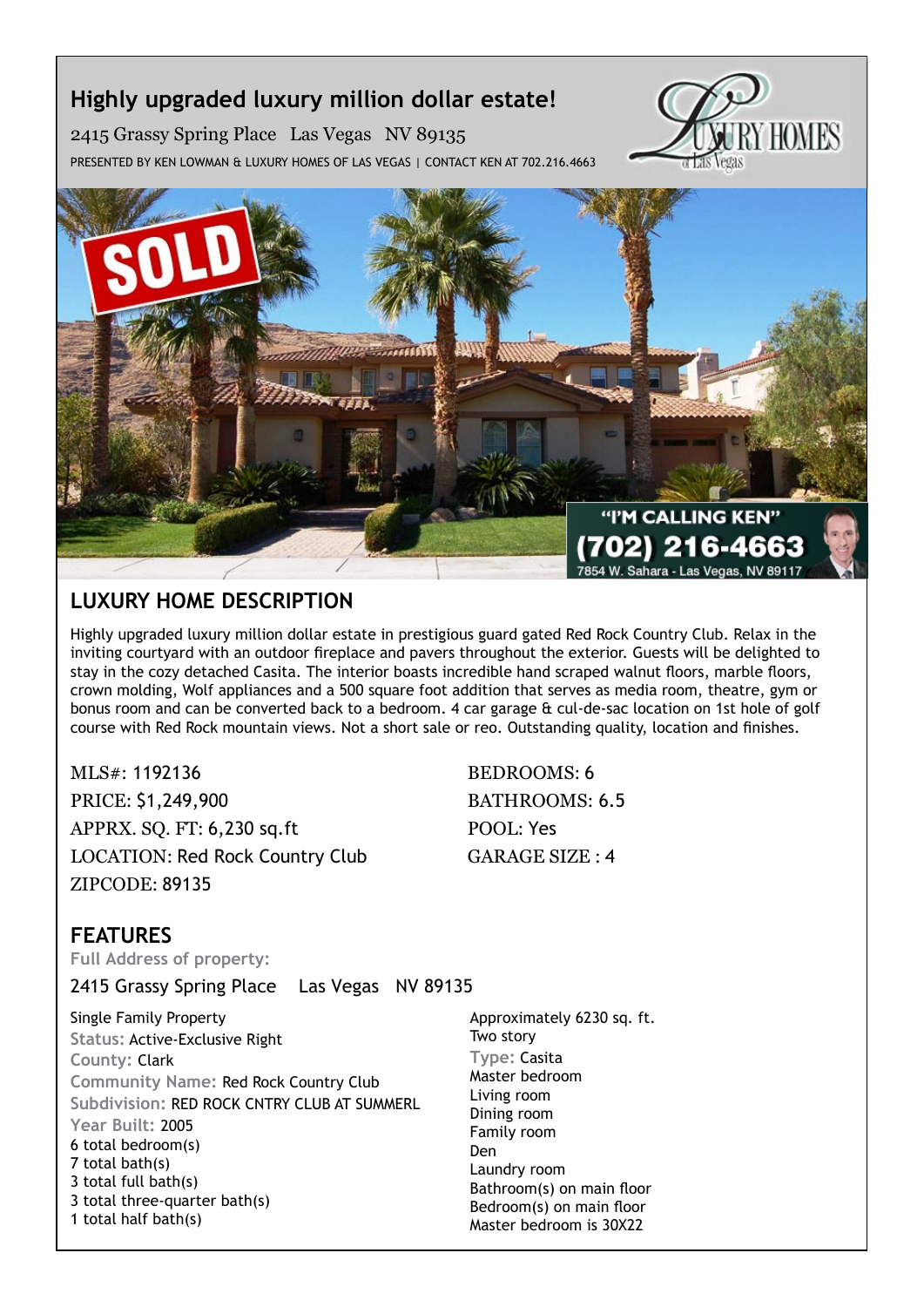# Highly upgraded luxury million dollar estate!

2415 Grassy Spring Place   Las Vegas   NV 89135

PRESENTED BY KEN LOWMAN & LUXURY HOMES OF LAS VEGAS | CONTACT KEN AT 702.216.4663

## LUXURY HOME DESCRIPTION

Highly upgraded luxury million dollar estate in prestigious guard gated Red Rock Country Club. Relax in the inviting courtyard with an outdoor fireplace and pavers throughout the exterior. Guests will be delighted to stay in the cozy detached Casita. The interior boasts incredible hand scraped walnut floors, marble floors, crown molding, Wolf appliances and a 500 square foot addition that serves as media room, theatre, gym or bonus room and can be converted back to a bedroom. 4 car garage & cul-de-sac location on 1st hole of golf course with Red Rock mountain views. Not a short sale or reo. Outstanding quality, location and finishes.

MLS#: 1192136
PRICE: $1,249,900
APPRX. SQ. FT: 6,230 sq.ft
LOCATION: Red Rock Country Club
ZIPCODE: 89135

BEDROOMS: 6
BATHROOMS: 6.5
POOL: Yes
GARAGE SIZE : 4

## FEATURES

**Full Address of property:**

2415 Grassy Spring Place   Las Vegas   NV 89135

Single Family Property
Status: Active-Exclusive Right
County: Clark
Community Name: Red Rock Country Club
Subdivision: RED ROCK CNTRY CLUB AT SUMMERL
Year Built: 2005
6 total bedroom(s)
7 total bath(s)
3 total full bath(s)
3 total three-quarter bath(s)
1 total half bath(s)

Approximately 6230 sq. ft.
Two story
Type: Casita
Master bedroom
Living room
Dining room
Family room
Den
Laundry room
Bathroom(s) on main floor
Bedroom(s) on main floor
Master bedroom is 30X22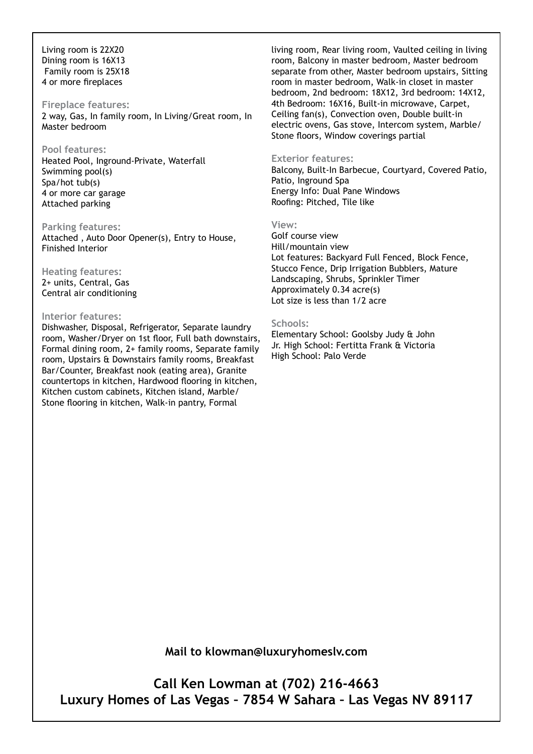Living room is 22X20
Dining room is 16X13
Family room is 25X18
4 or more fireplaces

**Fireplace features:**
2 way, Gas, In family room, In Living/Great room, In Master bedroom

**Pool features:**
Heated Pool, Inground-Private, Waterfall
Swimming pool(s)
Spa/hot tub(s)
4 or more car garage
Attached parking

**Parking features:**
Attached , Auto Door Opener(s), Entry to House, Finished Interior

**Heating features:**
2+ units, Central, Gas
Central air conditioning

**Interior features:**
Dishwasher, Disposal, Refrigerator, Separate laundry room, Washer/Dryer on 1st floor, Full bath downstairs, Formal dining room, 2+ family rooms, Separate family room, Upstairs & Downstairs family rooms, Breakfast Bar/Counter, Breakfast nook (eating area), Granite countertops in kitchen, Hardwood flooring in kitchen, Kitchen custom cabinets, Kitchen island, Marble/Stone flooring in kitchen, Walk-in pantry, Formal living room, Rear living room, Vaulted ceiling in living room, Balcony in master bedroom, Master bedroom separate from other, Master bedroom upstairs, Sitting room in master bedroom, Walk-in closet in master bedroom, 2nd bedroom: 18X12, 3rd bedroom: 14X12, 4th Bedroom: 16X16, Built-in microwave, Carpet, Ceiling fan(s), Convection oven, Double built-in electric ovens, Gas stove, Intercom system, Marble/Stone floors, Window coverings partial

**Exterior features:**
Balcony, Built-In Barbecue, Courtyard, Covered Patio, Patio, Inground Spa
Energy Info: Dual Pane Windows
Roofing: Pitched, Tile like

**View:**
Golf course view
Hill/mountain view
Lot features: Backyard Full Fenced, Block Fence, Stucco Fence, Drip Irrigation Bubblers, Mature Landscaping, Shrubs, Sprinkler Timer
Approximately 0.34 acre(s)
Lot size is less than 1/2 acre

**Schools:**
Elementary School: Goolsby Judy & John
Jr. High School: Fertitta Frank & Victoria
High School: Palo Verde

**Mail to klowman@luxuryhomeslv.com**

**Call Ken Lowman at (702) 216-4663**
**Luxury Homes of Las Vegas – 7854 W Sahara – Las Vegas NV 89117**